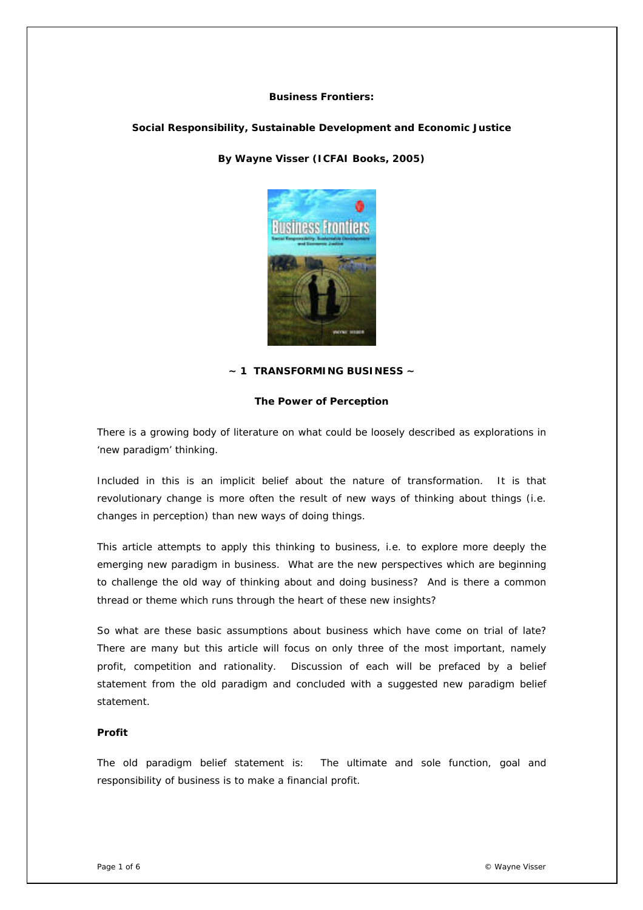**Business Frontiers:**

**Social Responsibility, Sustainable Development and Economic Justice**

**By Wayne Visser (ICFAI Books, 2005)**

## ~ 1 TRANSFORMING BUSINESS ~

### The Power of Perception

There is a growing body of literature on what could be loosely described as explorations in 'new paradigm' thinking.

Included in this is an implicit belief about the nature of transformation. It is that revolutionary change is more often the result of new ways of thinking about things (i.e. changes in perception) than new ways of doing things.

This article attempts to apply this thinking to business, i.e. to explore more deeply the emerging new paradigm in business. What are the new perspectives which are beginning to challenge the old way of thinking about and doing business? And is there a common thread or theme which runs through the heart of these new insights?

So what are these basic assumptions about business which have come on trial of late? There are many but this article will focus on only three of the most important, namely profit, competition and rationality. Discussion of each will be prefaced by a belief statement from the old paradigm and concluded with a suggested new paradigm belief statement.

**Profit**

The old paradigm belief statement is: The ultimate and sole function, goal and responsibility of business is to make a financial profit.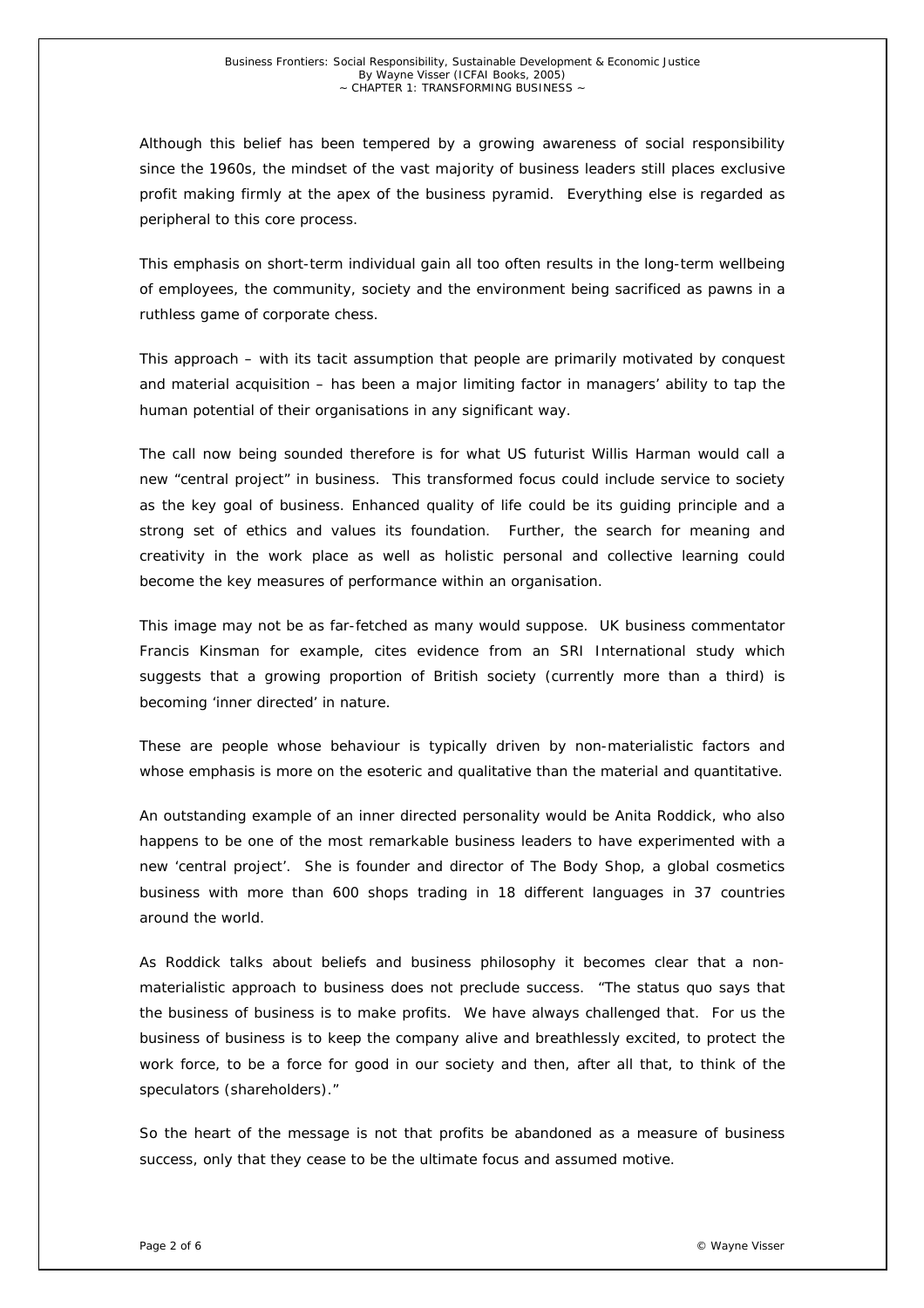Although this belief has been tempered by a growing awareness of social responsibility since the 1960s, the mindset of the vast majority of business leaders still places exclusive profit making firmly at the apex of the business pyramid. Everything else is regarded as peripheral to this core process.

This emphasis on short-term individual gain all too often results in the long-term wellbeing of employees, the community, society and the environment being sacrificed as pawns in a ruthless game of corporate chess.

This approach – with its tacit assumption that people are primarily motivated by conquest and material acquisition – has been a major limiting factor in managers' ability to tap the human potential of their organisations in any significant way.

The call now being sounded therefore is for what US futurist Willis Harman would call a new "central project" in business. This transformed focus could include service to society as the key goal of business. Enhanced quality of life could be its guiding principle and a strong set of ethics and values its foundation. Further, the search for meaning and creativity in the work place as well as holistic personal and collective learning could become the key measures of performance within an organisation.

This image may not be as far-fetched as many would suppose. UK business commentator Francis Kinsman for example, cites evidence from an SRI International study which suggests that a growing proportion of British society (currently more than a third) is becoming 'inner directed' in nature.

These are people whose behaviour is typically driven by non-materialistic factors and whose emphasis is more on the esoteric and qualitative than the material and quantitative.

An outstanding example of an inner directed personality would be Anita Roddick, who also happens to be one of the most remarkable business leaders to have experimented with a new 'central project'. She is founder and director of The Body Shop, a global cosmetics business with more than 600 shops trading in 18 different languages in 37 countries around the world.

As Roddick talks about beliefs and business philosophy it becomes clear that a non-materialistic approach to business does not preclude success. "The status quo says that the business of business is to make profits. We have always challenged that. For us the business of business is to keep the company alive and breathlessly excited, to protect the work force, to be a force for good in our society and then, after all that, to think of the speculators (shareholders)."

So the heart of the message is not that profits be abandoned as a measure of business success, only that they cease to be the ultimate focus and assumed motive.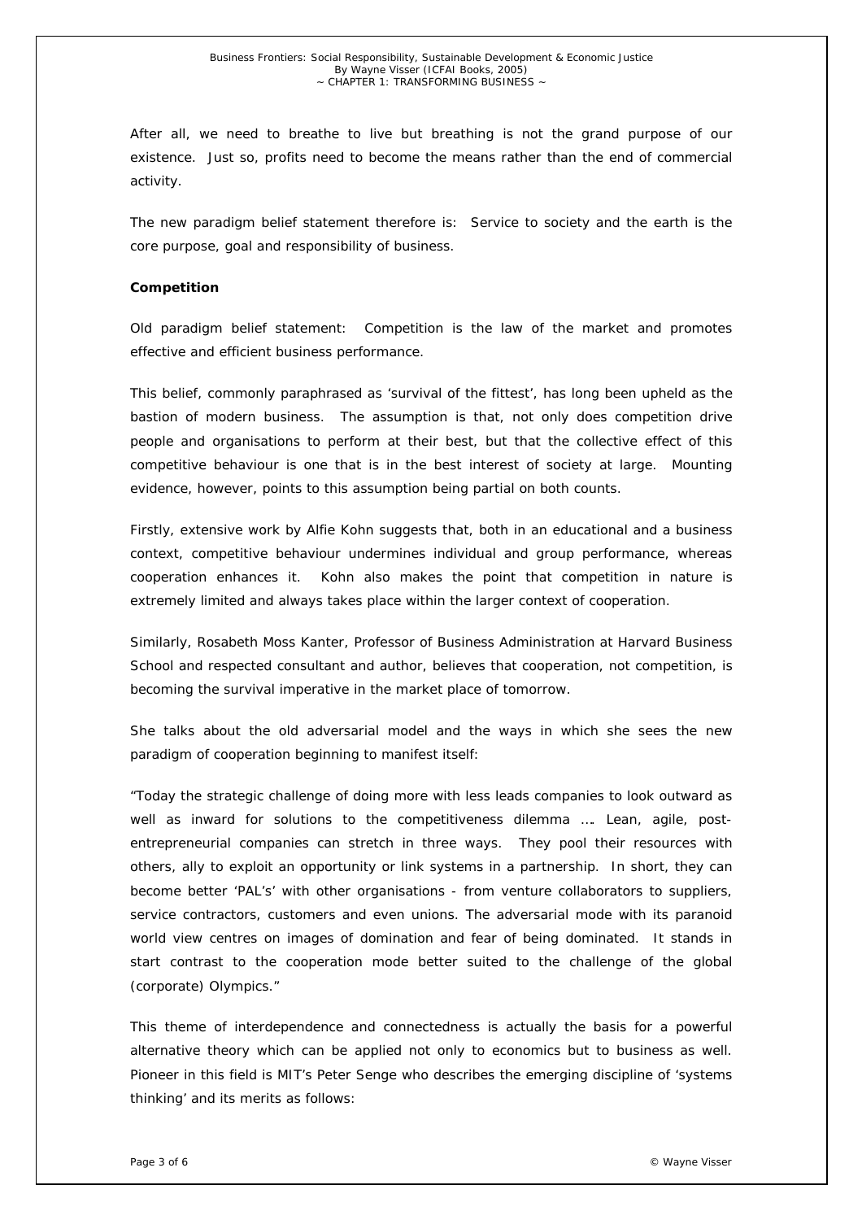After all, we need to breathe to live but breathing is not the grand purpose of our existence. Just so, profits need to become the means rather than the end of commercial activity.

The new paradigm belief statement therefore is: Service to society and the earth is the core purpose, goal and responsibility of business.

**Competition**

Old paradigm belief statement: Competition is the law of the market and promotes effective and efficient business performance.

This belief, commonly paraphrased as 'survival of the fittest', has long been upheld as the bastion of modern business. The assumption is that, not only does competition drive people and organisations to perform at their best, but that the collective effect of this competitive behaviour is one that is in the best interest of society at large. Mounting evidence, however, points to this assumption being partial on both counts.

Firstly, extensive work by Alfie Kohn suggests that, both in an educational and a business context, competitive behaviour undermines individual and group performance, whereas cooperation enhances it. Kohn also makes the point that competition in nature is extremely limited and always takes place within the larger context of cooperation.

Similarly, Rosabeth Moss Kanter, Professor of Business Administration at Harvard Business School and respected consultant and author, believes that cooperation, not competition, is becoming the survival imperative in the market place of tomorrow.

She talks about the old adversarial model and the ways in which she sees the new paradigm of cooperation beginning to manifest itself:

"Today the strategic challenge of doing more with less leads companies to look outward as well as inward for solutions to the competitiveness dilemma …. Lean, agile, post-entrepreneurial companies can stretch in three ways. They pool their resources with others, ally to exploit an opportunity or link systems in a partnership. In short, they can become better 'PAL's' with other organisations - from venture collaborators to suppliers, service contractors, customers and even unions. The adversarial mode with its paranoid world view centres on images of domination and fear of being dominated. It stands in start contrast to the cooperation mode better suited to the challenge of the global (corporate) Olympics."

This theme of interdependence and connectedness is actually the basis for a powerful alternative theory which can be applied not only to economics but to business as well. Pioneer in this field is MIT's Peter Senge who describes the emerging discipline of 'systems thinking' and its merits as follows: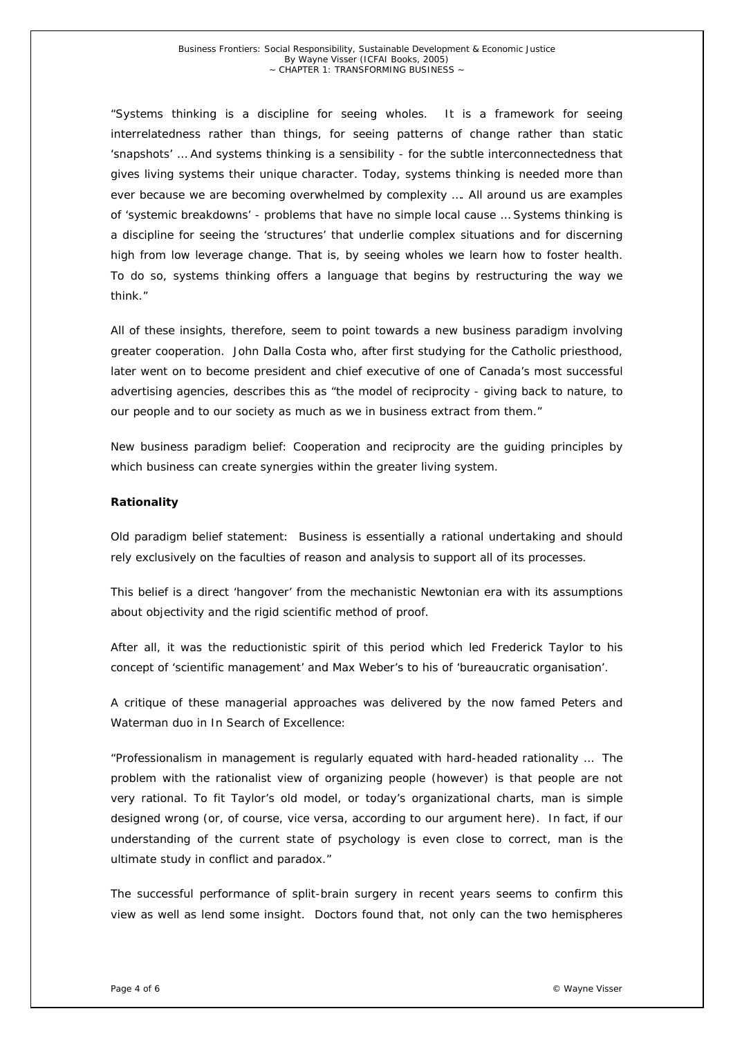"Systems thinking is a discipline for seeing wholes. It is a framework for seeing interrelatedness rather than things, for seeing patterns of change rather than static 'snapshots' … And systems thinking is a sensibility - for the subtle interconnectedness that gives living systems their unique character. Today, systems thinking is needed more than ever because we are becoming overwhelmed by complexity …. All around us are examples of 'systemic breakdowns' - problems that have no simple local cause … Systems thinking is a discipline for seeing the 'structures' that underlie complex situations and for discerning high from low leverage change. That is, by seeing wholes we learn how to foster health. To do so, systems thinking offers a language that begins by restructuring the way we think."

All of these insights, therefore, seem to point towards a new business paradigm involving greater cooperation. John Dalla Costa who, after first studying for the Catholic priesthood, later went on to become president and chief executive of one of Canada's most successful advertising agencies, describes this as "the model of reciprocity - giving back to nature, to our people and to our society as much as we in business extract from them."

New business paradigm belief: Cooperation and reciprocity are the guiding principles by which business can create synergies within the greater living system.

**Rationality**

Old paradigm belief statement: Business is essentially a rational undertaking and should rely exclusively on the faculties of reason and analysis to support all of its processes.

This belief is a direct 'hangover' from the mechanistic Newtonian era with its assumptions about objectivity and the rigid scientific method of proof.

After all, it was the reductionistic spirit of this period which led Frederick Taylor to his concept of 'scientific management' and Max Weber's to his of 'bureaucratic organisation'.

A critique of these managerial approaches was delivered by the now famed Peters and Waterman duo in In Search of Excellence:

"Professionalism in management is regularly equated with hard-headed rationality … The problem with the rationalist view of organizing people (however) is that people are not very rational. To fit Taylor's old model, or today's organizational charts, man is simple designed wrong (or, of course, vice versa, according to our argument here). In fact, if our understanding of the current state of psychology is even close to correct, man is the ultimate study in conflict and paradox."

The successful performance of split-brain surgery in recent years seems to confirm this view as well as lend some insight. Doctors found that, not only can the two hemispheres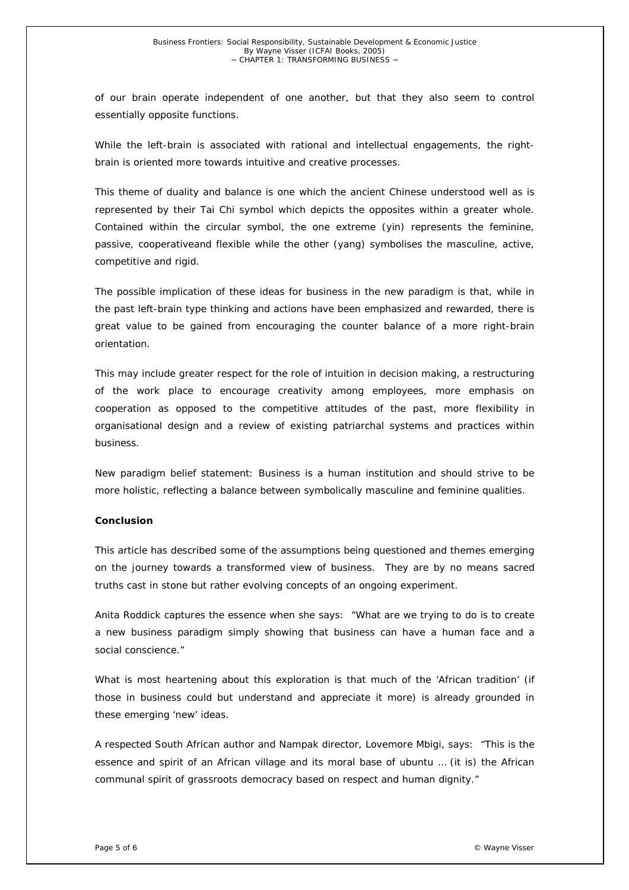of our brain operate independent of one another, but that they also seem to control essentially opposite functions.

While the left-brain is associated with rational and intellectual engagements, the right-brain is oriented more towards intuitive and creative processes.

This theme of duality and balance is one which the ancient Chinese understood well as is represented by their Tai Chi symbol which depicts the opposites within a greater whole. Contained within the circular symbol, the one extreme (yin) represents the feminine, passive, cooperativeand flexible while the other (yang) symbolises the masculine, active, competitive and rigid.

The possible implication of these ideas for business in the new paradigm is that, while in the past left-brain type thinking and actions have been emphasized and rewarded, there is great value to be gained from encouraging the counter balance of a more right-brain orientation.

This may include greater respect for the role of intuition in decision making, a restructuring of the work place to encourage creativity among employees, more emphasis on cooperation as opposed to the competitive attitudes of the past, more flexibility in organisational design and a review of existing patriarchal systems and practices within business.

New paradigm belief statement: Business is a human institution and should strive to be more holistic, reflecting a balance between symbolically masculine and feminine qualities.

**Conclusion**

This article has described some of the assumptions being questioned and themes emerging on the journey towards a transformed view of business. They are by no means sacred truths cast in stone but rather evolving concepts of an ongoing experiment.

Anita Roddick captures the essence when she says: "What are we trying to do is to create a new business paradigm simply showing that business can have a human face and a social conscience."

What is most heartening about this exploration is that much of the 'African tradition' (if those in business could but understand and appreciate it more) is already grounded in these emerging 'new' ideas.

A respected South African author and Nampak director, Lovemore Mbigi, says: "This is the essence and spirit of an African village and its moral base of ubuntu … (it is) the African communal spirit of grassroots democracy based on respect and human dignity."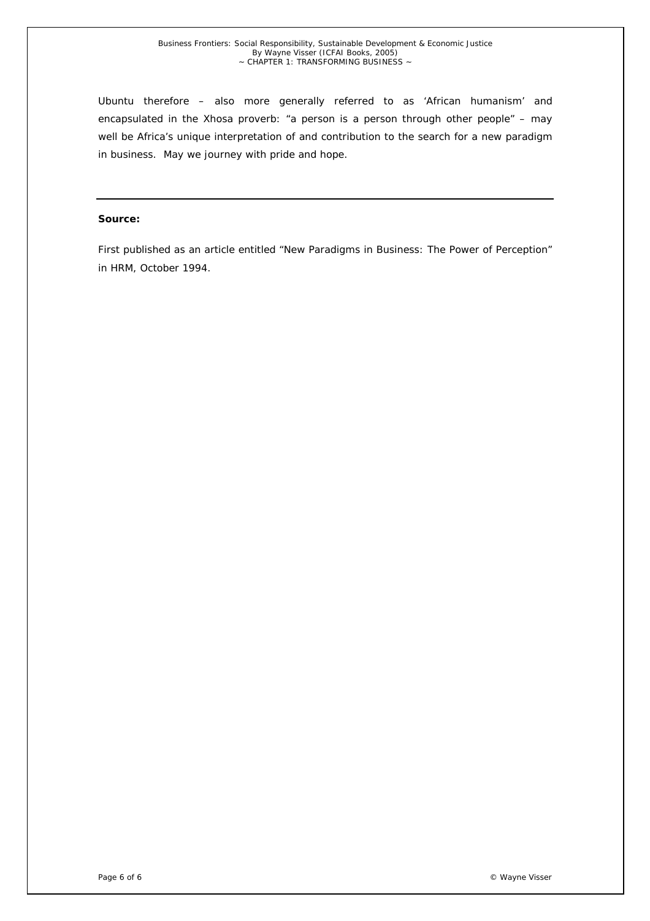Ubuntu therefore – also more generally referred to as 'African humanism' and encapsulated in the Xhosa proverb: "a person is a person through other people" – may well be Africa's unique interpretation of and contribution to the search for a new paradigm in business. May we journey with pride and hope.

---

**Source:**

First published as an article entitled "New Paradigms in Business: The Power of Perception" in HRM, October 1994.